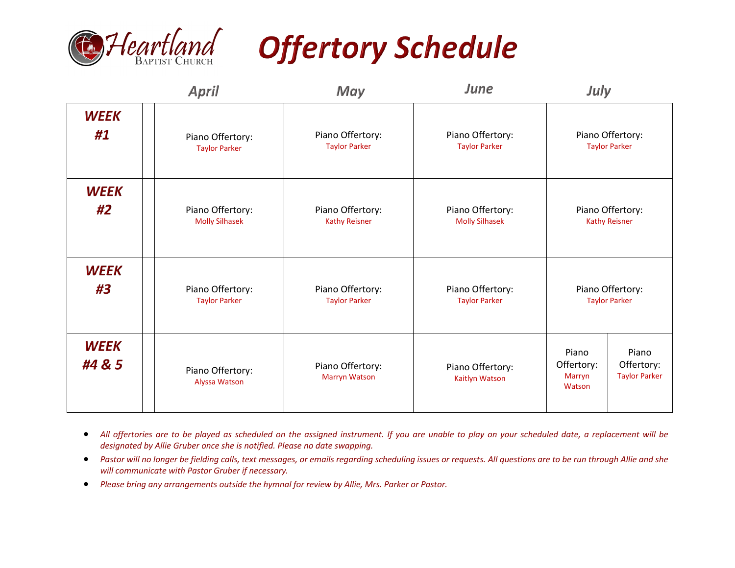Heartland Baptist Church

# Offertory Schedule

| | April | May | June | July |
|---|---|---|---|---|
| **WEEK #1** | Piano Offertory: Taylor Parker | Piano Offertory: Taylor Parker | Piano Offertory: Taylor Parker | Piano Offertory: Taylor Parker |
| **WEEK #2** | Piano Offertory: Molly Silhasek | Piano Offertory: Kathy Reisner | Piano Offertory: Molly Silhasek | Piano Offertory: Kathy Reisner |
| **WEEK #3** | Piano Offertory: Taylor Parker | Piano Offertory: Taylor Parker | Piano Offertory: Taylor Parker | Piano Offertory: Taylor Parker |
| **WEEK #4 & 5** | Piano Offertory: Alyssa Watson | Piano Offertory: Marryn Watson | Piano Offertory: Kaitlyn Watson | Piano Offertory: Marryn Watson / Piano Offertory: Taylor Parker |

- *All offertories are to be played as scheduled on the assigned instrument. If you are unable to play on your scheduled date, a replacement will be designated by Allie Gruber once she is notified. Please no date swapping.*
- *Pastor will no longer be fielding calls, text messages, or emails regarding scheduling issues or requests. All questions are to be run through Allie and she will communicate with Pastor Gruber if necessary.*
- *Please bring any arrangements outside the hymnal for review by Allie, Mrs. Parker or Pastor.*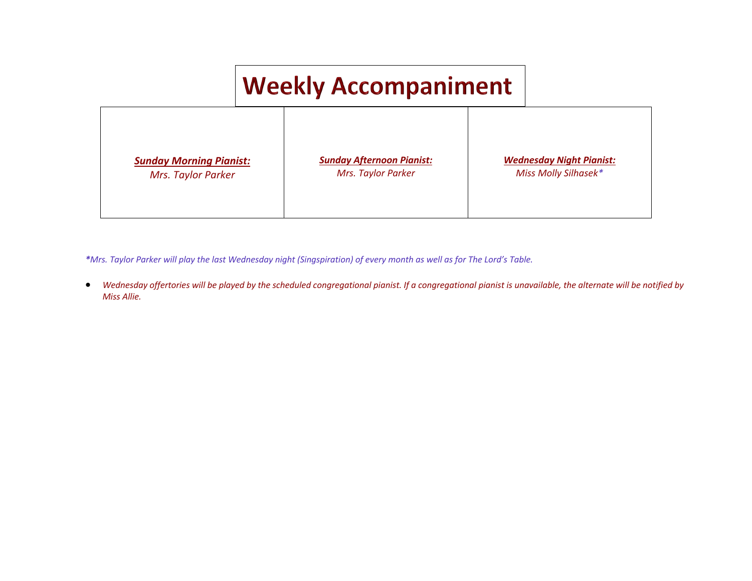# Weekly Accompaniment

| | | |
|---|---|---|
| ***Sunday Morning Pianist:*** *Mrs. Taylor Parker* | ***Sunday Afternoon Pianist:*** *Mrs. Taylor Parker* | ***Wednesday Night Pianist:*** *Miss Molly Silhasek** |

*\*Mrs. Taylor Parker will play the last Wednesday night (Singspiration) of every month as well as for The Lord's Table.*

- *Wednesday offertories will be played by the scheduled congregational pianist. If a congregational pianist is unavailable, the alternate will be notified by Miss Allie.*